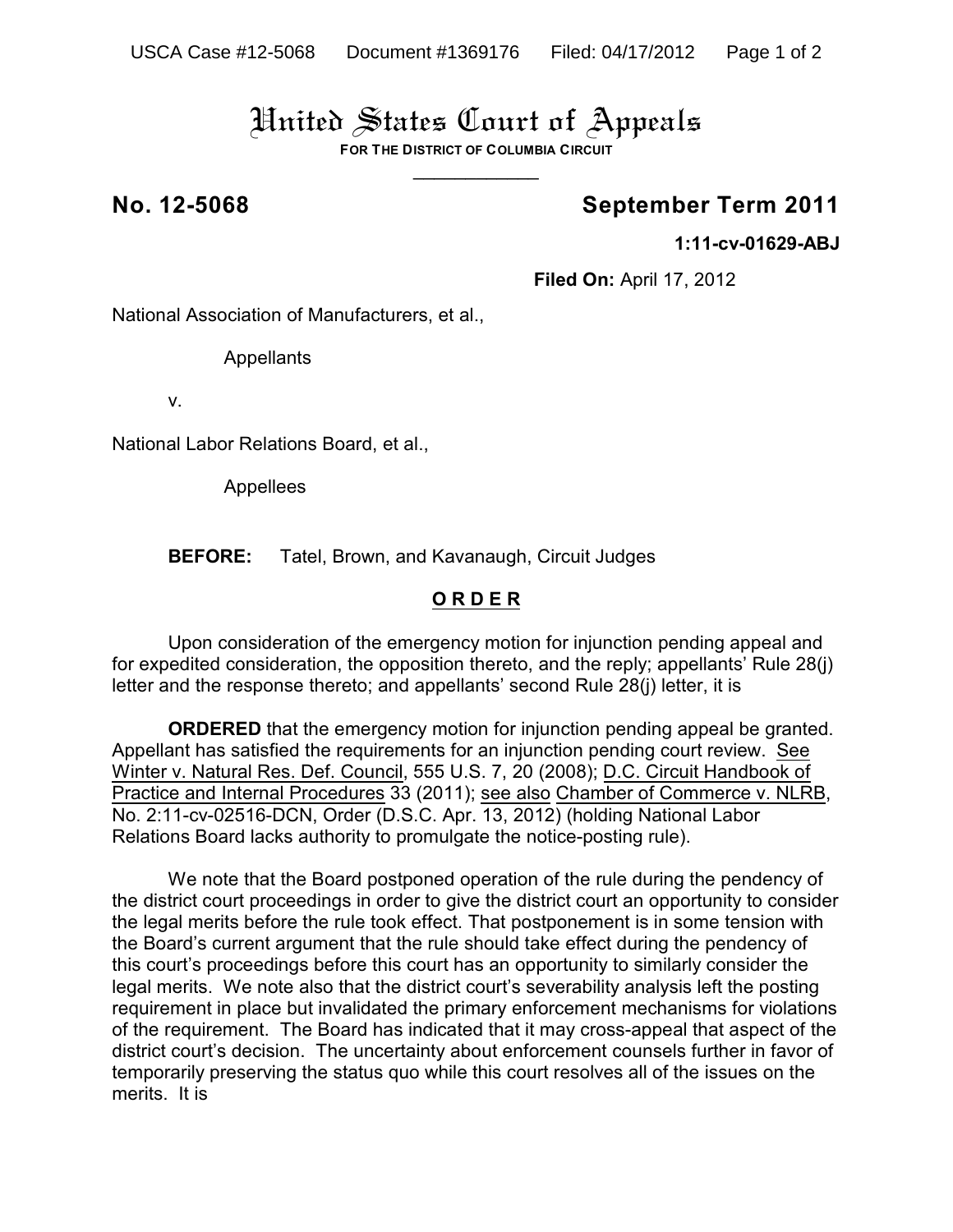# United States Court of Appeals

**FOR THE DISTRICT OF COLUMBIA CIRCUIT**

---

**No. 12-5068** **September Term 2011**

**1:11-cv-01629-ABJ**

**Filed On:** April 17, 2012

National Association of Manufacturers, et al.,

Appellants

v.

National Labor Relations Board, et al.,

Appellees

**BEFORE:** Tatel, Brown, and Kavanaugh, Circuit Judges

## ORDER

Upon consideration of the emergency motion for injunction pending appeal and for expedited consideration, the opposition thereto, and the reply; appellants' Rule 28(j) letter and the response thereto; and appellants' second Rule 28(j) letter, it is

**ORDERED** that the emergency motion for injunction pending appeal be granted. Appellant has satisfied the requirements for an injunction pending court review. See Winter v. Natural Res. Def. Council, 555 U.S. 7, 20 (2008); D.C. Circuit Handbook of Practice and Internal Procedures 33 (2011); see also Chamber of Commerce v. NLRB, No. 2:11-cv-02516-DCN, Order (D.S.C. Apr. 13, 2012) (holding National Labor Relations Board lacks authority to promulgate the notice-posting rule).

We note that the Board postponed operation of the rule during the pendency of the district court proceedings in order to give the district court an opportunity to consider the legal merits before the rule took effect. That postponement is in some tension with the Board's current argument that the rule should take effect during the pendency of this court's proceedings before this court has an opportunity to similarly consider the legal merits. We note also that the district court's severability analysis left the posting requirement in place but invalidated the primary enforcement mechanisms for violations of the requirement. The Board has indicated that it may cross-appeal that aspect of the district court's decision. The uncertainty about enforcement counsels further in favor of temporarily preserving the status quo while this court resolves all of the issues on the merits. It is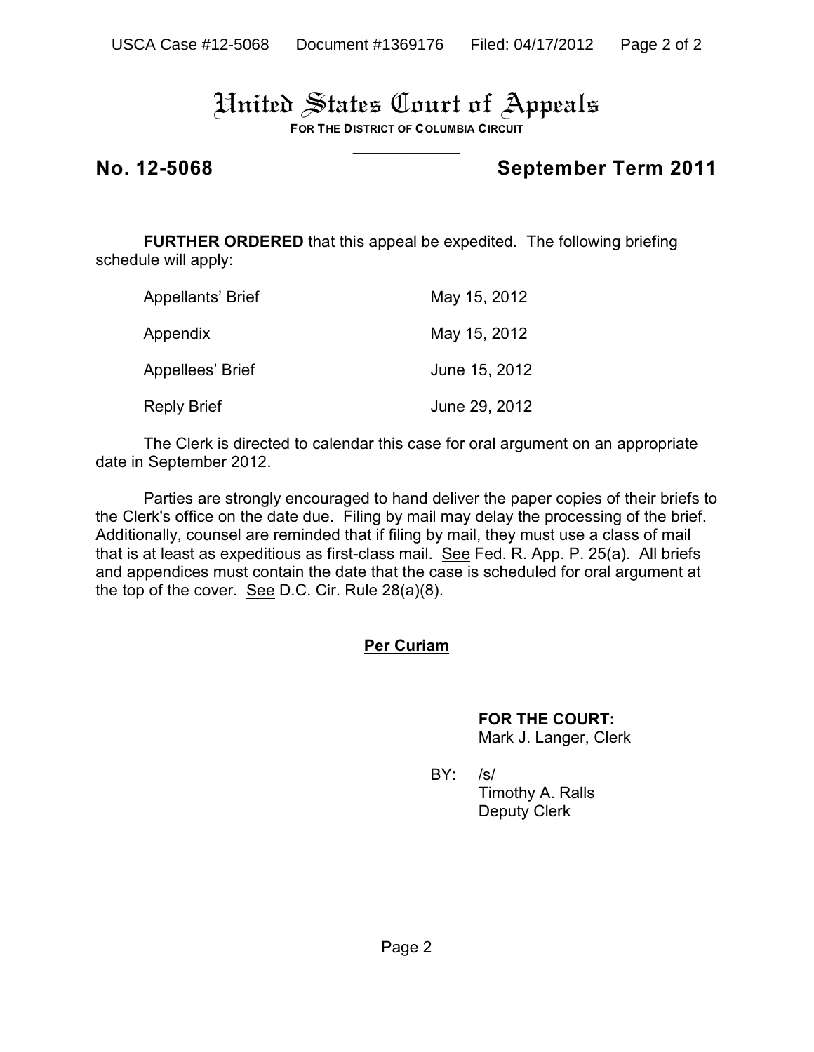# United States Court of Appeals

**FOR THE DISTRICT OF COLUMBIA CIRCUIT**

\_\_\_\_\_\_\_\_\_\_\_\_

**No. 12-5068** **September Term 2011**

**FURTHER ORDERED** that this appeal be expedited. The following briefing schedule will apply:

| | |
|---|---|
| Appellants' Brief | May 15, 2012 |
| Appendix | May 15, 2012 |
| Appellees' Brief | June 15, 2012 |
| Reply Brief | June 29, 2012 |

The Clerk is directed to calendar this case for oral argument on an appropriate date in September 2012.

Parties are strongly encouraged to hand deliver the paper copies of their briefs to the Clerk's office on the date due. Filing by mail may delay the processing of the brief. Additionally, counsel are reminded that if filing by mail, they must use a class of mail that is at least as expeditious as first-class mail. See Fed. R. App. P. 25(a). All briefs and appendices must contain the date that the case is scheduled for oral argument at the top of the cover. See D.C. Cir. Rule 28(a)(8).

**Per Curiam**

**FOR THE COURT:**
Mark J. Langer, Clerk

BY: /s/
Timothy A. Ralls
Deputy Clerk